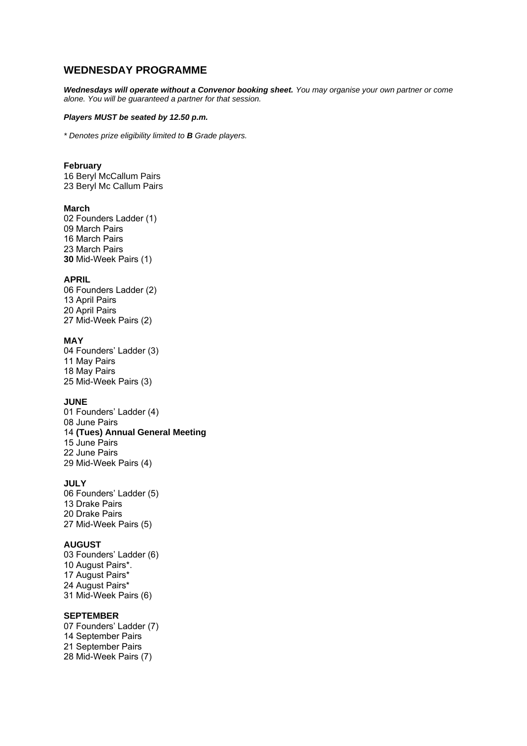## WEDNESDAY PROGRAMME

***Wednesdays will operate without a Convenor booking sheet.*** *You may organise your own partner or come alone. You will be guaranteed a partner for that session.*

***Players MUST be seated by 12.50 p.m.***

*\* Denotes prize eligibility limited to **B** Grade players.*

**February**
16 Beryl McCallum Pairs
23 Beryl Mc Callum Pairs

**March**
02 Founders Ladder (1)
09 March Pairs
16 March Pairs
23 March Pairs
**30** Mid-Week Pairs (1)

**APRIL**
06 Founders Ladder (2)
13 April Pairs
20 April Pairs
27 Mid-Week Pairs (2)

**MAY**
04 Founders' Ladder (3)
11 May Pairs
18 May Pairs
25 Mid-Week Pairs (3)

**JUNE**
01 Founders' Ladder (4)
08 June Pairs
14 **(Tues) Annual General Meeting**
15 June Pairs
22 June Pairs
29 Mid-Week Pairs (4)

**JULY**
06 Founders' Ladder (5)
13 Drake Pairs
20 Drake Pairs
27 Mid-Week Pairs (5)

**AUGUST**
03 Founders' Ladder (6)
10 August Pairs*.
17 August Pairs*
24 August Pairs*
31 Mid-Week Pairs (6)

**SEPTEMBER**
07 Founders' Ladder (7)
14 September Pairs
21 September Pairs
28 Mid-Week Pairs (7)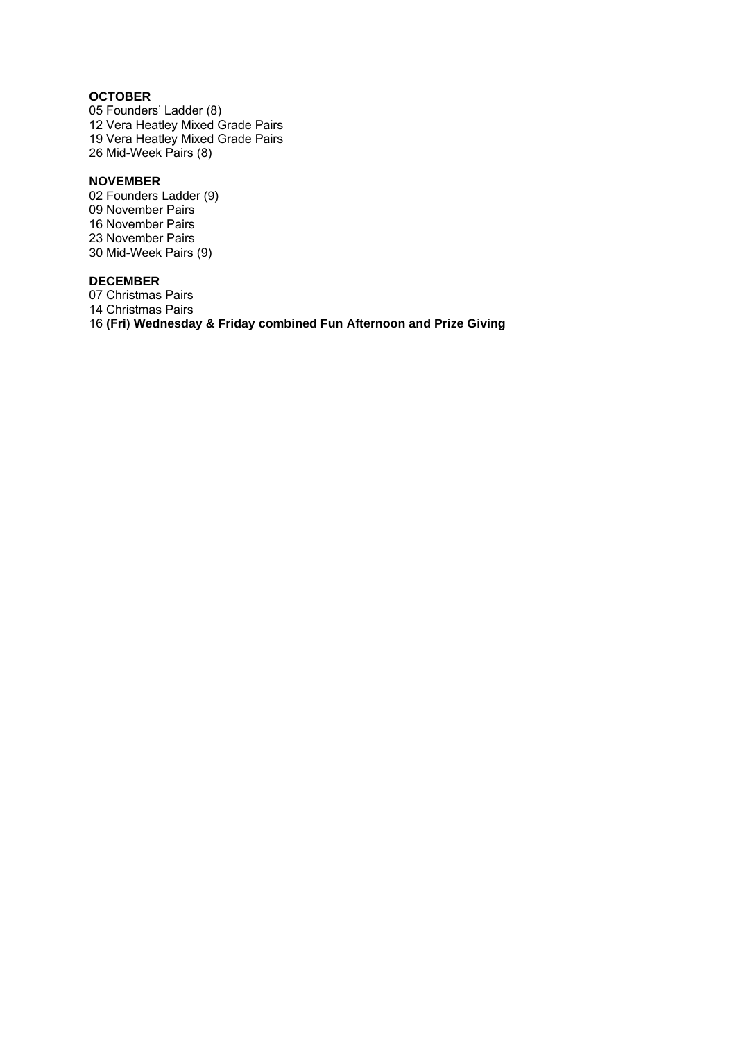**OCTOBER**

05 Founders' Ladder (8)
12 Vera Heatley Mixed Grade Pairs
19 Vera Heatley Mixed Grade Pairs
26 Mid-Week Pairs (8)

**NOVEMBER**

02 Founders Ladder (9)
09 November Pairs
16 November Pairs
23 November Pairs
30 Mid-Week Pairs (9)

**DECEMBER**

07 Christmas Pairs
14 Christmas Pairs
16 **(Fri) Wednesday & Friday combined Fun Afternoon and Prize Giving**